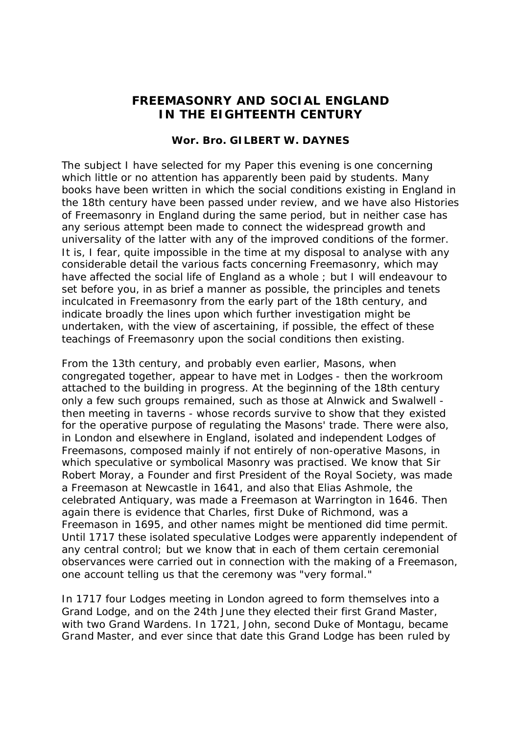# FREEMASONRY AND SOCIAL ENGLAND IN THE EIGHTEENTH CENTURY

### Wor. Bro. GILBERT W. DAYNES

The subject I have selected for my Paper this evening is one concerning which little or no attention has apparently been paid by students. Many books have been written in which the social conditions existing in England in the 18th century have been passed under review, and we have also Histories of Freemasonry in England during the same period, but in neither case has any serious attempt been made to connect the widespread growth and universality of the latter with any of the improved conditions of the former. It is, I fear, quite impossible in the time at my disposal to analyse with any considerable detail the various facts concerning Freemasonry, which may have affected the social life of England as a whole ; but I will endeavour to set before you, in as brief a manner as possible, the principles and tenets inculcated in Freemasonry from the early part of the 18th century, and indicate broadly the lines upon which further investigation might be undertaken, with the view of ascertaining, if possible, the effect of these teachings of Freemasonry upon the social conditions then existing.

From the 13th century, and probably even earlier, Masons, when congregated together, appear to have met in Lodges - then the workroom attached to the building in progress. At the beginning of the 18th century only a few such groups remained, such as those at Alnwick and Swalwell - then meeting in taverns - whose records survive to show that they existed for the operative purpose of regulating the Masons' trade. There were also, in London and elsewhere in England, isolated and independent Lodges of Freemasons, composed mainly if not entirely of non-operative Masons, in which speculative or symbolical Masonry was practised. We know that Sir Robert Moray, a Founder and first President of the Royal Society, was made a Freemason at Newcastle in 1641, and also that Elias Ashmole, the celebrated Antiquary, was made a Freemason at Warrington in 1646. Then again there is evidence that Charles, first Duke of Richmond, was a Freemason in 1695, and other names might be mentioned did time permit. Until 1717 these isolated speculative Lodges were apparently independent of any central control; but we know that in each of them certain ceremonial observances were carried out in connection with the making of a Freemason, one account telling us that the ceremony was "very formal."

In 1717 four Lodges meeting in London agreed to form themselves into a Grand Lodge, and on the 24th June they elected their first Grand Master, with two Grand Wardens. In 1721, John, second Duke of Montagu, became Grand Master, and ever since that date this Grand Lodge has been ruled by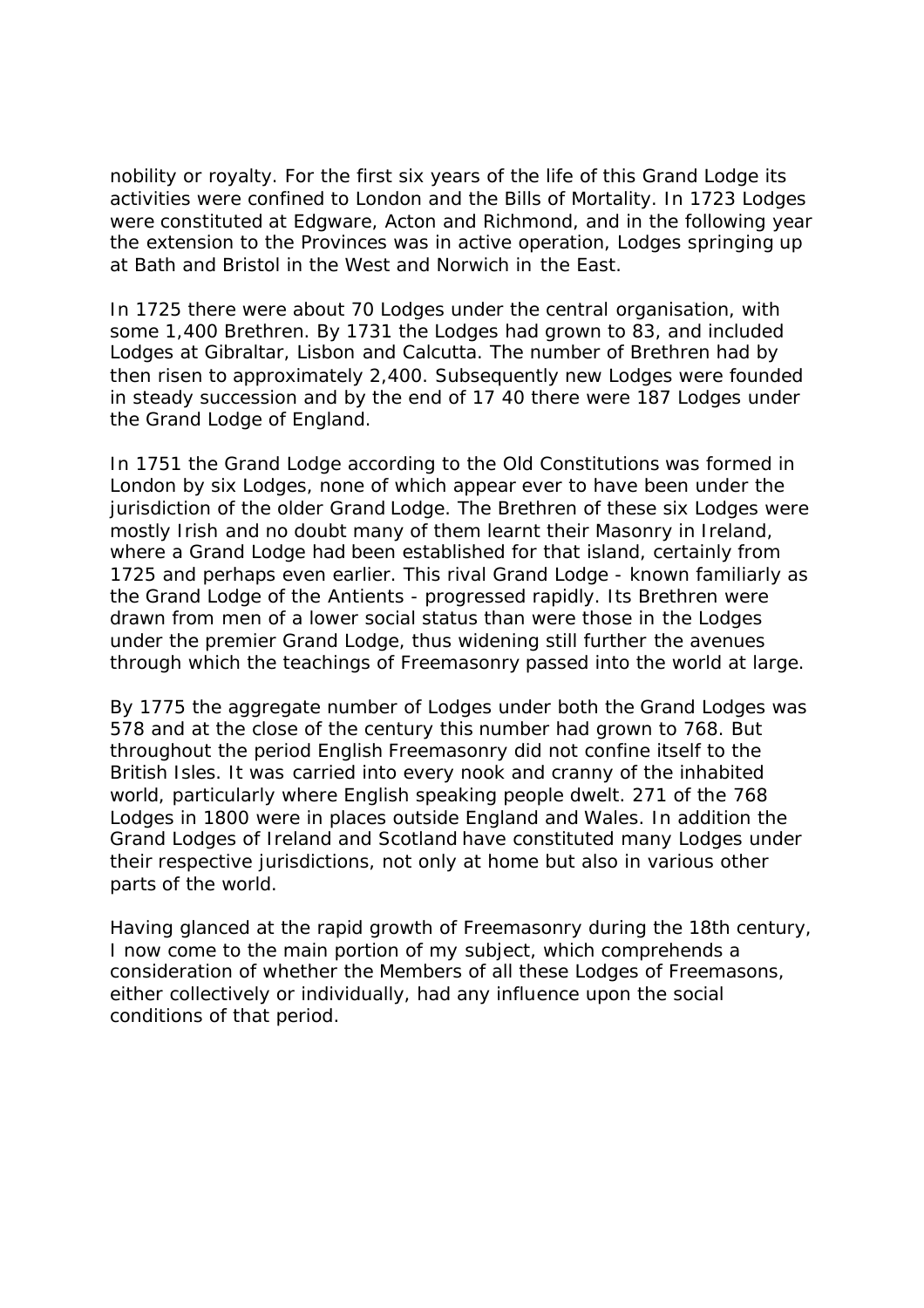nobility or royalty. For the first six years of the life of this Grand Lodge its activities were confined to London and the Bills of Mortality. In 1723 Lodges were constituted at Edgware, Acton and Richmond, and in the following year the extension to the Provinces was in active operation, Lodges springing up at Bath and Bristol in the West and Norwich in the East.

In 1725 there were about 70 Lodges under the central organisation, with some 1,400 Brethren. By 1731 the Lodges had grown to 83, and included Lodges at Gibraltar, Lisbon and Calcutta. The number of Brethren had by then risen to approximately 2,400. Subsequently new Lodges were founded in steady succession and by the end of 17 40 there were 187 Lodges under the Grand Lodge of England.

In 1751 the Grand Lodge according to the Old Constitutions was formed in London by six Lodges, none of which appear ever to have been under the jurisdiction of the older Grand Lodge. The Brethren of these six Lodges were mostly Irish and no doubt many of them learnt their Masonry in Ireland, where a Grand Lodge had been established for that island, certainly from 1725 and perhaps even earlier. This rival Grand Lodge - known familiarly as the Grand Lodge of the Antients - progressed rapidly. Its Brethren were drawn from men of a lower social status than were those in the Lodges under the premier Grand Lodge, thus widening still further the avenues through which the teachings of Freemasonry passed into the world at large.

By 1775 the aggregate number of Lodges under both the Grand Lodges was 578 and at the close of the century this number had grown to 768. But throughout the period English Freemasonry did not confine itself to the British Isles. It was carried into every nook and cranny of the inhabited world, particularly where English speaking people dwelt. 271 of the 768 Lodges in 1800 were in places outside England and Wales. In addition the Grand Lodges of Ireland and Scotland have constituted many Lodges under their respective jurisdictions, not only at home but also in various other parts of the world.

Having glanced at the rapid growth of Freemasonry during the 18th century, I now come to the main portion of my subject, which comprehends a consideration of whether the Members of all these Lodges of Freemasons, either collectively or individually, had any influence upon the social conditions of that period.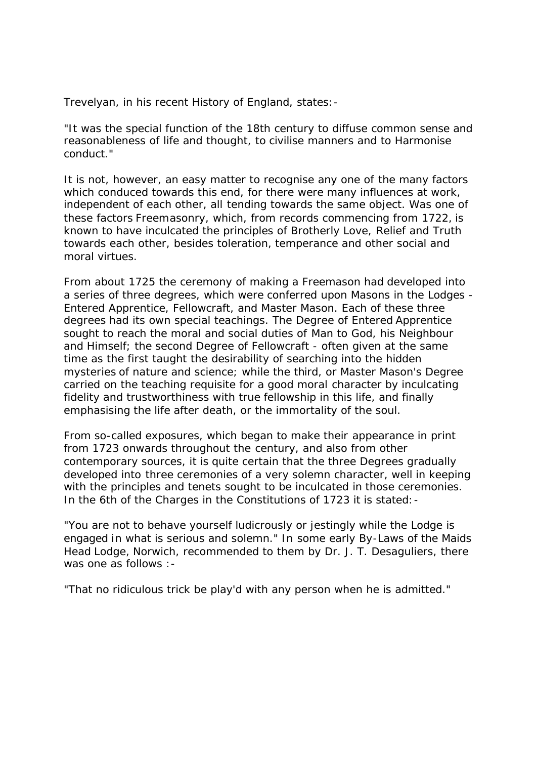Trevelyan, in his recent History of England, states:-

"It was the special function of the 18th century to diffuse common sense and reasonableness of life and thought, to civilise manners and to Harmonise conduct."

It is not, however, an easy matter to recognise any one of the many factors which conduced towards this end, for there were many influences at work, independent of each other, all tending towards the same object. Was one of these factors Freemasonry, which, from records commencing from 1722, is known to have inculcated the principles of Brotherly Love, Relief and Truth towards each other, besides toleration, temperance and other social and moral virtues.

From about 1725 the ceremony of making a Freemason had developed into a series of three degrees, which were conferred upon Masons in the Lodges - Entered Apprentice, Fellowcraft, and Master Mason. Each of these three degrees had its own special teachings. The Degree of Entered Apprentice sought to reach the moral and social duties of Man to God, his Neighbour and Himself; the second Degree of Fellowcraft - often given at the same time as the first taught the desirability of searching into the hidden mysteries of nature and science; while the third, or Master Mason's Degree carried on the teaching requisite for a good moral character by inculcating fidelity and trustworthiness with true fellowship in this life, and finally emphasising the life after death, or the immortality of the soul.

From so-called exposures, which began to make their appearance in print from 1723 onwards throughout the century, and also from other contemporary sources, it is quite certain that the three Degrees gradually developed into three ceremonies of a very solemn character, well in keeping with the principles and tenets sought to be inculcated in those ceremonies. In the 6th of the Charges in the Constitutions of 1723 it is stated:-

"You are not to behave yourself ludicrously or jestingly while the Lodge is engaged in what is serious and solemn." In some early By-Laws of the Maids Head Lodge, Norwich, recommended to them by Dr. J. T. Desaguliers, there was one as follows :-

"That no ridiculous trick be play'd with any person when he is admitted."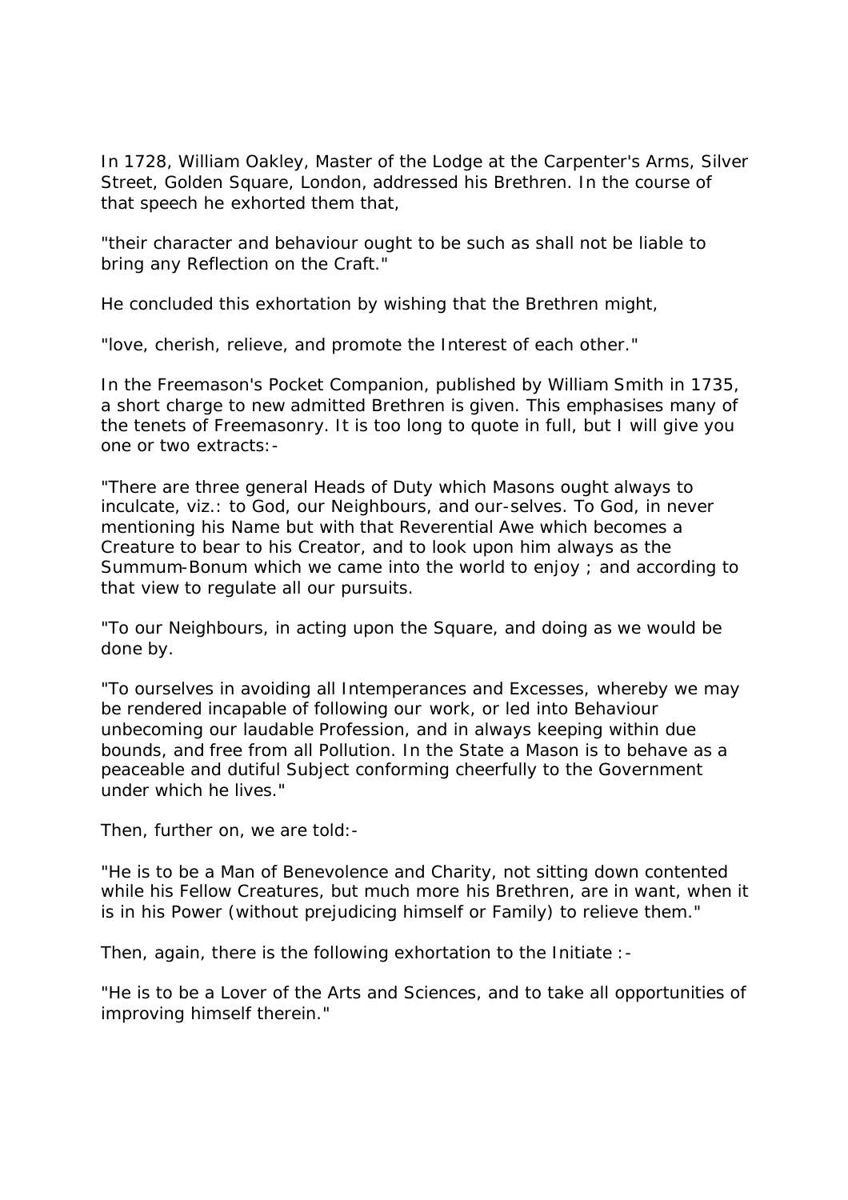In 1728, William Oakley, Master of the Lodge at the Carpenter's Arms, Silver Street, Golden Square, London, addressed his Brethren. In the course of that speech he exhorted them that,

"their character and behaviour ought to be such as shall not be liable to bring any Reflection on the Craft."

He concluded this exhortation by wishing that the Brethren might,

"love, cherish, relieve, and promote the Interest of each other."

In the Freemason's Pocket Companion, published by William Smith in 1735, a short charge to new admitted Brethren is given. This emphasises many of the tenets of Freemasonry. It is too long to quote in full, but I will give you one or two extracts:-

"There are three general Heads of Duty which Masons ought always to inculcate, viz.: to God, our Neighbours, and our-selves. To God, in never mentioning his Name but with that Reverential Awe which becomes a Creature to bear to his Creator, and to look upon him always as the Summum-Bonum which we came into the world to enjoy ; and according to that view to regulate all our pursuits.

"To our Neighbours, in acting upon the Square, and doing as we would be done by.

"To ourselves in avoiding all Intemperances and Excesses, whereby we may be rendered incapable of following our work, or led into Behaviour unbecoming our laudable Profession, and in always keeping within due bounds, and free from all Pollution. In the State a Mason is to behave as a peaceable and dutiful Subject conforming cheerfully to the Government under which he lives."

Then, further on, we are told:-

"He is to be a Man of Benevolence and Charity, not sitting down contented while his Fellow Creatures, but much more his Brethren, are in want, when it is in his Power (without prejudicing himself or Family) to relieve them."

Then, again, there is the following exhortation to the Initiate :-

"He is to be a Lover of the Arts and Sciences, and to take all opportunities of improving himself therein."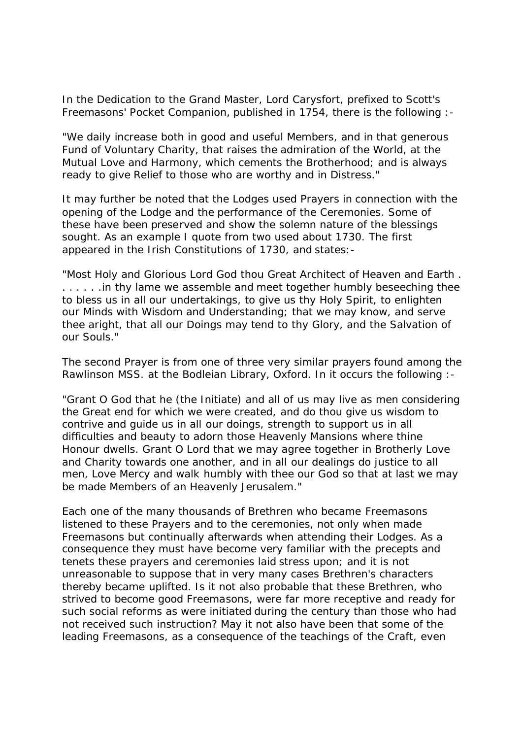In the Dedication to the Grand Master, Lord Carysfort, prefixed to Scott's Freemasons' Pocket Companion, published in 1754, there is the following :-

"We daily increase both in good and useful Members, and in that generous Fund of Voluntary Charity, that raises the admiration of the World, at the Mutual Love and Harmony, which cements the Brotherhood; and is always ready to give Relief to those who are worthy and in Distress."

It may further be noted that the Lodges used Prayers in connection with the opening of the Lodge and the performance of the Ceremonies. Some of these have been preserved and show the solemn nature of the blessings sought. As an example I quote from two used about 1730. The first appeared in the Irish Constitutions of 1730, and states:-

"Most Holy and Glorious Lord God thou Great Architect of Heaven and Earth . . . . . . .in thy lame we assemble and meet together humbly beseeching thee to bless us in all our undertakings, to give us thy Holy Spirit, to enlighten our Minds with Wisdom and Understanding; that we may know, and serve thee aright, that all our Doings may tend to thy Glory, and the Salvation of our Souls."

The second Prayer is from one of three very similar prayers found among the Rawlinson MSS. at the Bodleian Library, Oxford. In it occurs the following :-

"Grant O God that he (the Initiate) and all of us may live as men considering the Great end for which we were created, and do thou give us wisdom to contrive and guide us in all our doings, strength to support us in all difficulties and beauty to adorn those Heavenly Mansions where thine Honour dwells. Grant O Lord that we may agree together in Brotherly Love and Charity towards one another, and in all our dealings do justice to all men, Love Mercy and walk humbly with thee our God so that at last we may be made Members of an Heavenly Jerusalem."

Each one of the many thousands of Brethren who became Freemasons listened to these Prayers and to the ceremonies, not only when made Freemasons but continually afterwards when attending their Lodges. As a consequence they must have become very familiar with the precepts and tenets these prayers and ceremonies laid stress upon; and it is not unreasonable to suppose that in very many cases Brethren's characters thereby became uplifted. Is it not also probable that these Brethren, who strived to become good Freemasons, were far more receptive and ready for such social reforms as were initiated during the century than those who had not received such instruction? May it not also have been that some of the leading Freemasons, as a consequence of the teachings of the Craft, even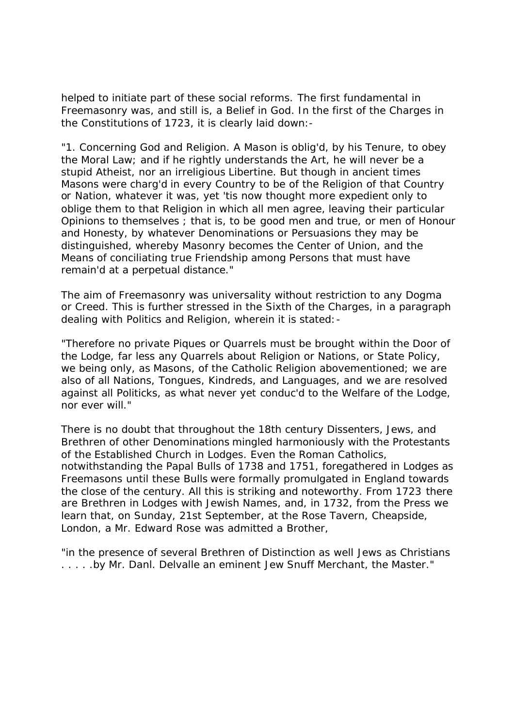helped to initiate part of these social reforms. The first fundamental in Freemasonry was, and still is, a Belief in God. In the first of the Charges in the Constitutions of 1723, it is clearly laid down:-

"1. Concerning God and Religion. A Mason is oblig'd, by his Tenure, to obey the Moral Law; and if he rightly understands the Art, he will never be a stupid Atheist, nor an irreligious Libertine. But though in ancient times Masons were charg'd in every Country to be of the Religion of that Country or Nation, whatever it was, yet 'tis now thought more expedient only to oblige them to that Religion in which all men agree, leaving their particular Opinions to themselves ; that is, to be good men and true, or men of Honour and Honesty, by whatever Denominations or Persuasions they may be distinguished, whereby Masonry becomes the Center of Union, and the Means of conciliating true Friendship among Persons that must have remain'd at a perpetual distance."

The aim of Freemasonry was universality without restriction to any Dogma or Creed. This is further stressed in the Sixth of the Charges, in a paragraph dealing with Politics and Religion, wherein it is stated:-

"Therefore no private Piques or Quarrels must be brought within the Door of the Lodge, far less any Quarrels about Religion or Nations, or State Policy, we being only, as Masons, of the Catholic Religion abovementioned; we are also of all Nations, Tongues, Kindreds, and Languages, and we are resolved against all Politicks, as what never yet conduc'd to the Welfare of the Lodge, nor ever will."

There is no doubt that throughout the 18th century Dissenters, Jews, and Brethren of other Denominations mingled harmoniously with the Protestants of the Established Church in Lodges. Even the Roman Catholics, notwithstanding the Papal Bulls of 1738 and 1751, foregathered in Lodges as Freemasons until these Bulls were formally promulgated in England towards the close of the century. All this is striking and noteworthy. From 1723 there are Brethren in Lodges with Jewish Names, and, in 1732, from the Press we learn that, on Sunday, 21st September, at the Rose Tavern, Cheapside, London, a Mr. Edward Rose was admitted a Brother,

"in the presence of several Brethren of Distinction as well Jews as Christians . . . . .by Mr. Danl. Delvalle an eminent Jew Snuff Merchant, the Master."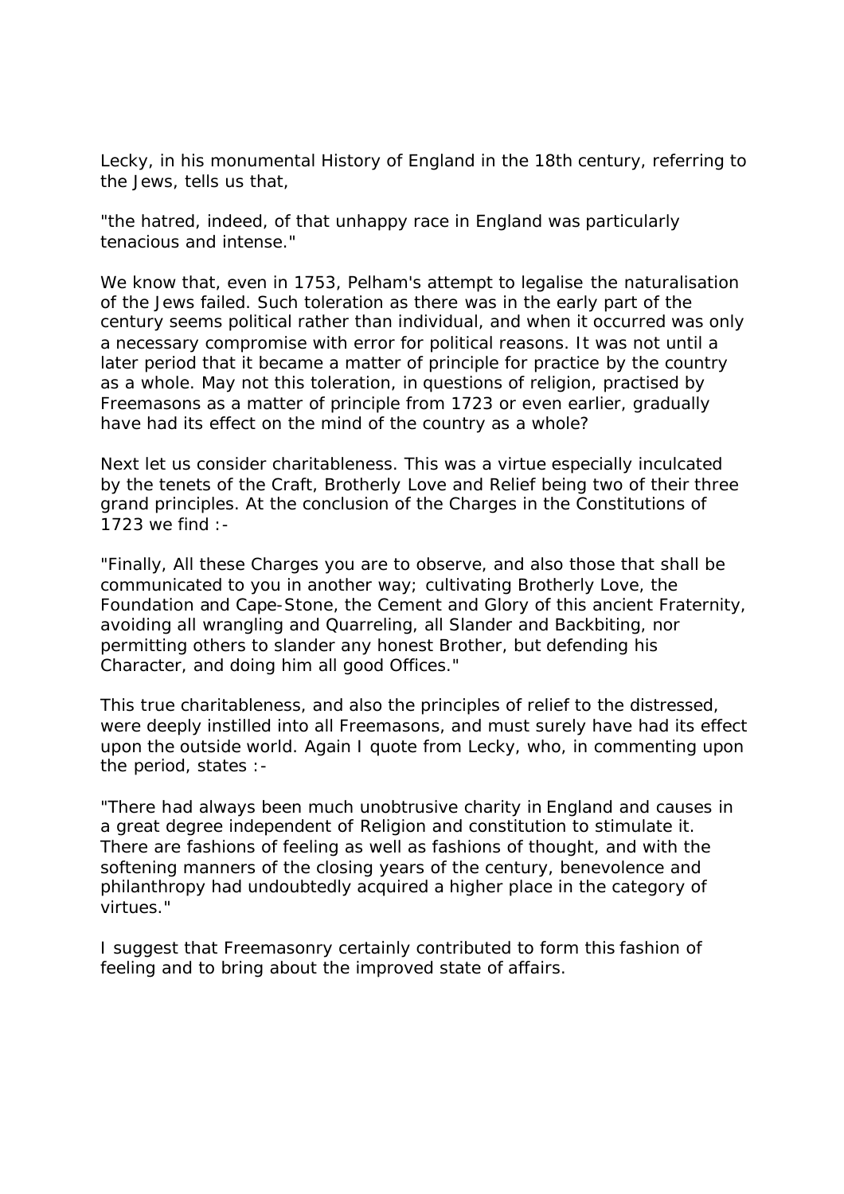Lecky, in his monumental History of England in the 18th century, referring to the Jews, tells us that,

"the hatred, indeed, of that unhappy race in England was particularly tenacious and intense."

We know that, even in 1753, Pelham's attempt to legalise the naturalisation of the Jews failed. Such toleration as there was in the early part of the century seems political rather than individual, and when it occurred was only a necessary compromise with error for political reasons. It was not until a later period that it became a matter of principle for practice by the country as a whole. May not this toleration, in questions of religion, practised by Freemasons as a matter of principle from 1723 or even earlier, gradually have had its effect on the mind of the country as a whole?

Next let us consider charitableness. This was a virtue especially inculcated by the tenets of the Craft, Brotherly Love and Relief being two of their three grand principles. At the conclusion of the Charges in the Constitutions of 1723 we find :-

"Finally, All these Charges you are to observe, and also those that shall be communicated to you in another way; cultivating Brotherly Love, the Foundation and Cape-Stone, the Cement and Glory of this ancient Fraternity, avoiding all wrangling and Quarreling, all Slander and Backbiting, nor permitting others to slander any honest Brother, but defending his Character, and doing him all good Offices."

This true charitableness, and also the principles of relief to the distressed, were deeply instilled into all Freemasons, and must surely have had its effect upon the outside world. Again I quote from Lecky, who, in commenting upon the period, states :-

"There had always been much unobtrusive charity in England and causes in a great degree independent of Religion and constitution to stimulate it. There are fashions of feeling as well as fashions of thought, and with the softening manners of the closing years of the century, benevolence and philanthropy had undoubtedly acquired a higher place in the category of virtues."

I suggest that Freemasonry certainly contributed to form this fashion of feeling and to bring about the improved state of affairs.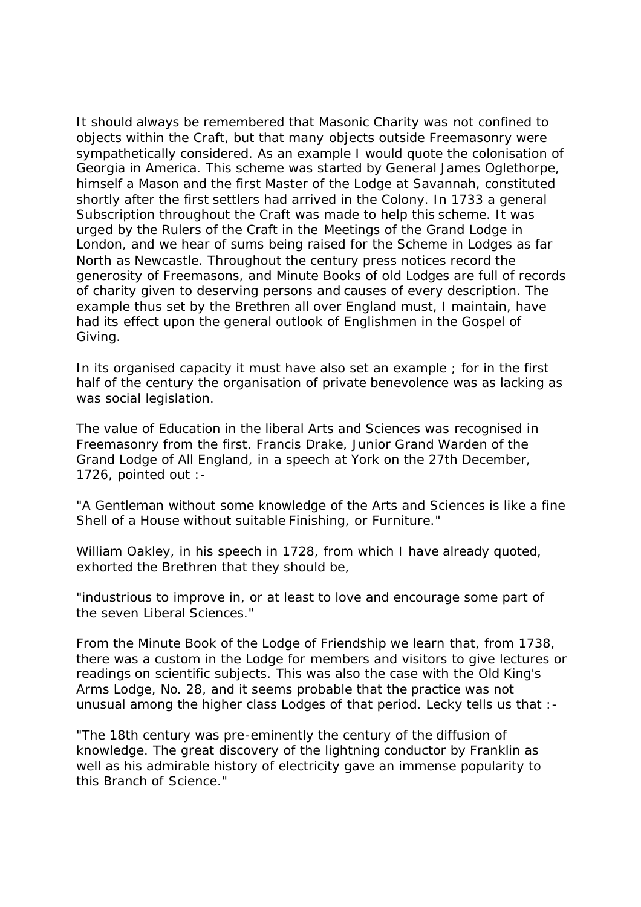It should always be remembered that Masonic Charity was not confined to objects within the Craft, but that many objects outside Freemasonry were sympathetically considered. As an example I would quote the colonisation of Georgia in America. This scheme was started by General James Oglethorpe, himself a Mason and the first Master of the Lodge at Savannah, constituted shortly after the first settlers had arrived in the Colony. In 1733 a general Subscription throughout the Craft was made to help this scheme. It was urged by the Rulers of the Craft in the Meetings of the Grand Lodge in London, and we hear of sums being raised for the Scheme in Lodges as far North as Newcastle. Throughout the century press notices record the generosity of Freemasons, and Minute Books of old Lodges are full of records of charity given to deserving persons and causes of every description. The example thus set by the Brethren all over England must, I maintain, have had its effect upon the general outlook of Englishmen in the Gospel of Giving.

In its organised capacity it must have also set an example ; for in the first half of the century the organisation of private benevolence was as lacking as was social legislation.

The value of Education in the liberal Arts and Sciences was recognised in Freemasonry from the first. Francis Drake, Junior Grand Warden of the Grand Lodge of All England, in a speech at York on the 27th December, 1726, pointed out :-

"A Gentleman without some knowledge of the Arts and Sciences is like a fine Shell of a House without suitable Finishing, or Furniture."

William Oakley, in his speech in 1728, from which I have already quoted, exhorted the Brethren that they should be,

"industrious to improve in, or at least to love and encourage some part of the seven Liberal Sciences."

From the Minute Book of the Lodge of Friendship we learn that, from 1738, there was a custom in the Lodge for members and visitors to give lectures or readings on scientific subjects. This was also the case with the Old King's Arms Lodge, No. 28, and it seems probable that the practice was not unusual among the higher class Lodges of that period. Lecky tells us that :-

"The 18th century was pre-eminently the century of the diffusion of knowledge. The great discovery of the lightning conductor by Franklin as well as his admirable history of electricity gave an immense popularity to this Branch of Science."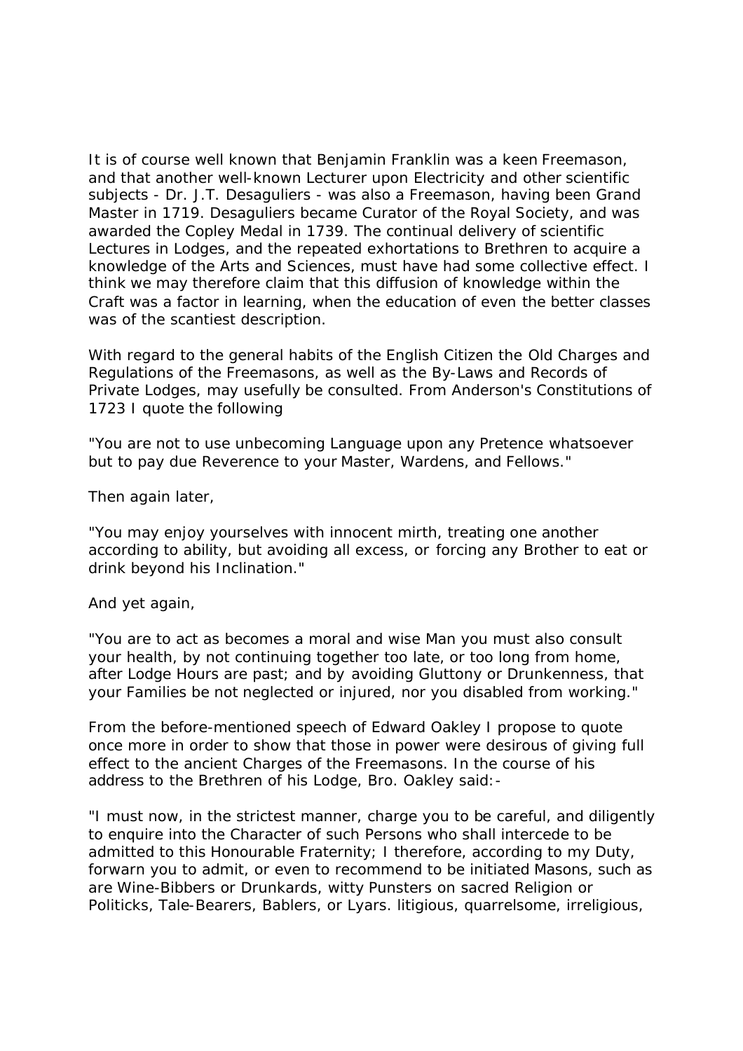It is of course well known that Benjamin Franklin was a keen Freemason, and that another well-known Lecturer upon Electricity and other scientific subjects - Dr. J.T. Desaguliers - was also a Freemason, having been Grand Master in 1719. Desaguliers became Curator of the Royal Society, and was awarded the Copley Medal in 1739. The continual delivery of scientific Lectures in Lodges, and the repeated exhortations to Brethren to acquire a knowledge of the Arts and Sciences, must have had some collective effect. I think we may therefore claim that this diffusion of knowledge within the Craft was a factor in learning, when the education of even the better classes was of the scantiest description.

With regard to the general habits of the English Citizen the Old Charges and Regulations of the Freemasons, as well as the By-Laws and Records of Private Lodges, may usefully be consulted. From Anderson's Constitutions of 1723 I quote the following

"You are not to use unbecoming Language upon any Pretence whatsoever but to pay due Reverence to your Master, Wardens, and Fellows."

Then again later,

"You may enjoy yourselves with innocent mirth, treating one another according to ability, but avoiding all excess, or forcing any Brother to eat or drink beyond his Inclination."

And yet again,

"You are to act as becomes a moral and wise Man you must also consult your health, by not continuing together too late, or too long from home, after Lodge Hours are past; and by avoiding Gluttony or Drunkenness, that your Families be not neglected or injured, nor you disabled from working."

From the before-mentioned speech of Edward Oakley I propose to quote once more in order to show that those in power were desirous of giving full effect to the ancient Charges of the Freemasons. In the course of his address to the Brethren of his Lodge, Bro. Oakley said:-

"I must now, in the strictest manner, charge you to be careful, and diligently to enquire into the Character of such Persons who shall intercede to be admitted to this Honourable Fraternity; I therefore, according to my Duty, forwarn you to admit, or even to recommend to be initiated Masons, such as are Wine-Bibbers or Drunkards, witty Punsters on sacred Religion or Politicks, Tale-Bearers, Bablers, or Lyars. litigious, quarrelsome, irreligious,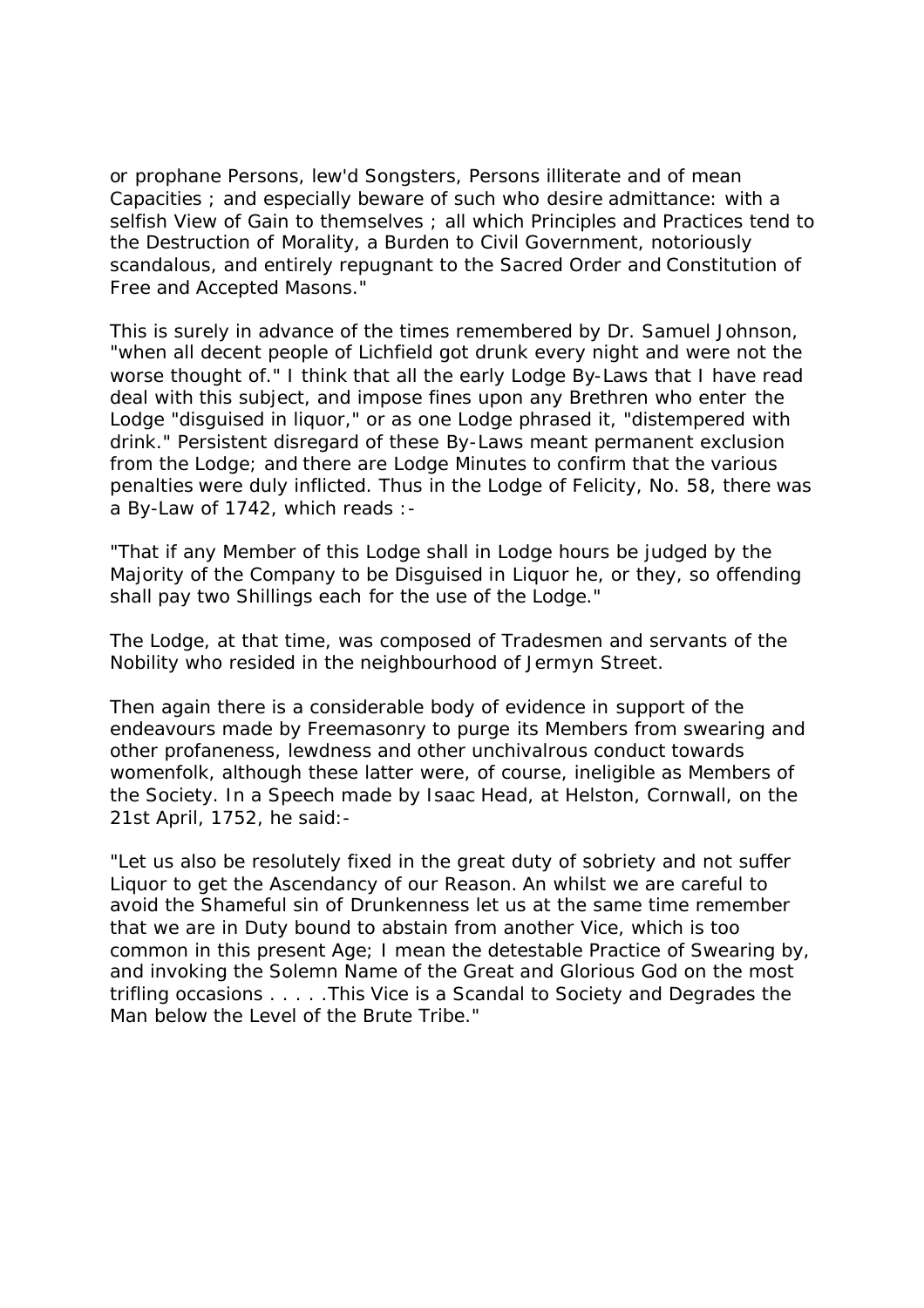or prophane Persons, lew'd Songsters, Persons illiterate and of mean Capacities ; and especially beware of such who desire admittance: with a selfish View of Gain to themselves ; all which Principles and Practices tend to the Destruction of Morality, a Burden to Civil Government, notoriously scandalous, and entirely repugnant to the Sacred Order and Constitution of Free and Accepted Masons."

This is surely in advance of the times remembered by Dr. Samuel Johnson, "when all decent people of Lichfield got drunk every night and were not the worse thought of." I think that all the early Lodge By-Laws that I have read deal with this subject, and impose fines upon any Brethren who enter the Lodge "disguised in liquor," or as one Lodge phrased it, "distempered with drink." Persistent disregard of these By-Laws meant permanent exclusion from the Lodge; and there are Lodge Minutes to confirm that the various penalties were duly inflicted. Thus in the Lodge of Felicity, No. 58, there was a By-Law of 1742, which reads :-

"That if any Member of this Lodge shall in Lodge hours be judged by the Majority of the Company to be Disguised in Liquor he, or they, so offending shall pay two Shillings each for the use of the Lodge."

The Lodge, at that time, was composed of Tradesmen and servants of the Nobility who resided in the neighbourhood of Jermyn Street.

Then again there is a considerable body of evidence in support of the endeavours made by Freemasonry to purge its Members from swearing and other profaneness, lewdness and other unchivalrous conduct towards womenfolk, although these latter were, of course, ineligible as Members of the Society. In a Speech made by Isaac Head, at Helston, Cornwall, on the 21st April, 1752, he said:-

"Let us also be resolutely fixed in the great duty of sobriety and not suffer Liquor to get the Ascendancy of our Reason. An whilst we are careful to avoid the Shameful sin of Drunkenness let us at the same time remember that we are in Duty bound to abstain from another Vice, which is too common in this present Age; I mean the detestable Practice of Swearing by, and invoking the Solemn Name of the Great and Glorious God on the most trifling occasions . . . . .This Vice is a Scandal to Society and Degrades the Man below the Level of the Brute Tribe."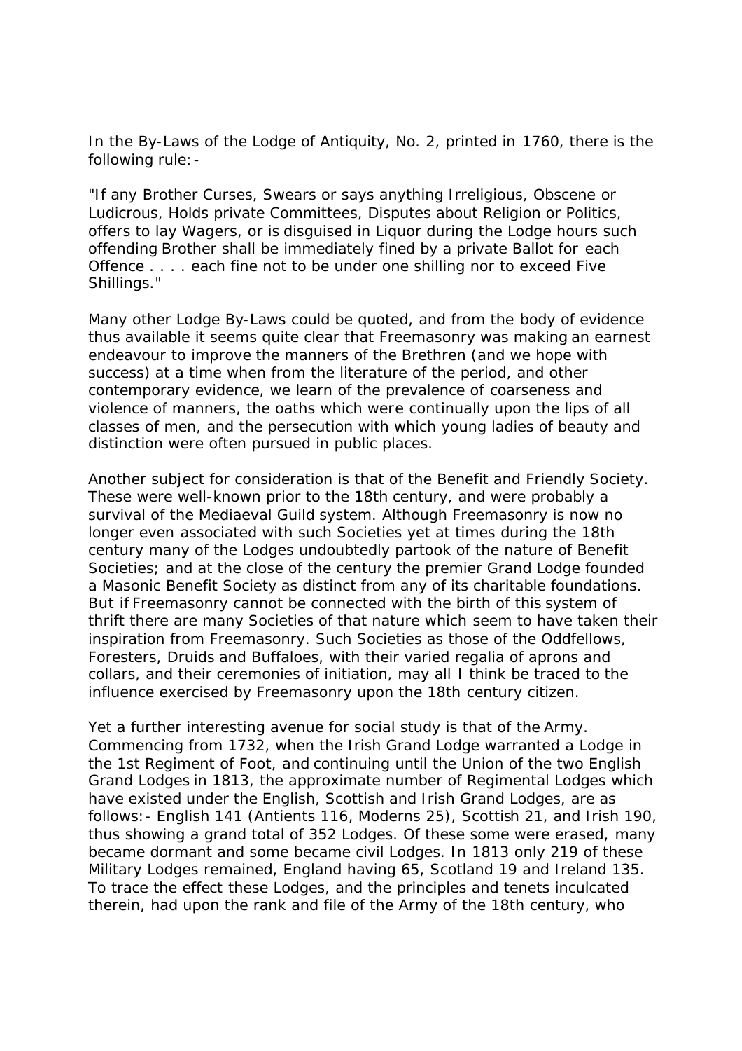In the By-Laws of the Lodge of Antiquity, No. 2, printed in 1760, there is the following rule:-

"If any Brother Curses, Swears or says anything Irreligious, Obscene or Ludicrous, Holds private Committees, Disputes about Religion or Politics, offers to lay Wagers, or is disguised in Liquor during the Lodge hours such offending Brother shall be immediately fined by a private Ballot for each Offence . . . . each fine not to be under one shilling nor to exceed Five Shillings."

Many other Lodge By-Laws could be quoted, and from the body of evidence thus available it seems quite clear that Freemasonry was making an earnest endeavour to improve the manners of the Brethren (and we hope with success) at a time when from the literature of the period, and other contemporary evidence, we learn of the prevalence of coarseness and violence of manners, the oaths which were continually upon the lips of all classes of men, and the persecution with which young ladies of beauty and distinction were often pursued in public places.

Another subject for consideration is that of the Benefit and Friendly Society. These were well-known prior to the 18th century, and were probably a survival of the Mediaeval Guild system. Although Freemasonry is now no longer even associated with such Societies yet at times during the 18th century many of the Lodges undoubtedly partook of the nature of Benefit Societies; and at the close of the century the premier Grand Lodge founded a Masonic Benefit Society as distinct from any of its charitable foundations. But if Freemasonry cannot be connected with the birth of this system of thrift there are many Societies of that nature which seem to have taken their inspiration from Freemasonry. Such Societies as those of the Oddfellows, Foresters, Druids and Buffaloes, with their varied regalia of aprons and collars, and their ceremonies of initiation, may all I think be traced to the influence exercised by Freemasonry upon the 18th century citizen.

Yet a further interesting avenue for social study is that of the Army. Commencing from 1732, when the Irish Grand Lodge warranted a Lodge in the 1st Regiment of Foot, and continuing until the Union of the two English Grand Lodges in 1813, the approximate number of Regimental Lodges which have existed under the English, Scottish and Irish Grand Lodges, are as follows:- English 141 (Antients 116, Moderns 25), Scottish 21, and Irish 190, thus showing a grand total of 352 Lodges. Of these some were erased, many became dormant and some became civil Lodges. In 1813 only 219 of these Military Lodges remained, England having 65, Scotland 19 and Ireland 135. To trace the effect these Lodges, and the principles and tenets inculcated therein, had upon the rank and file of the Army of the 18th century, who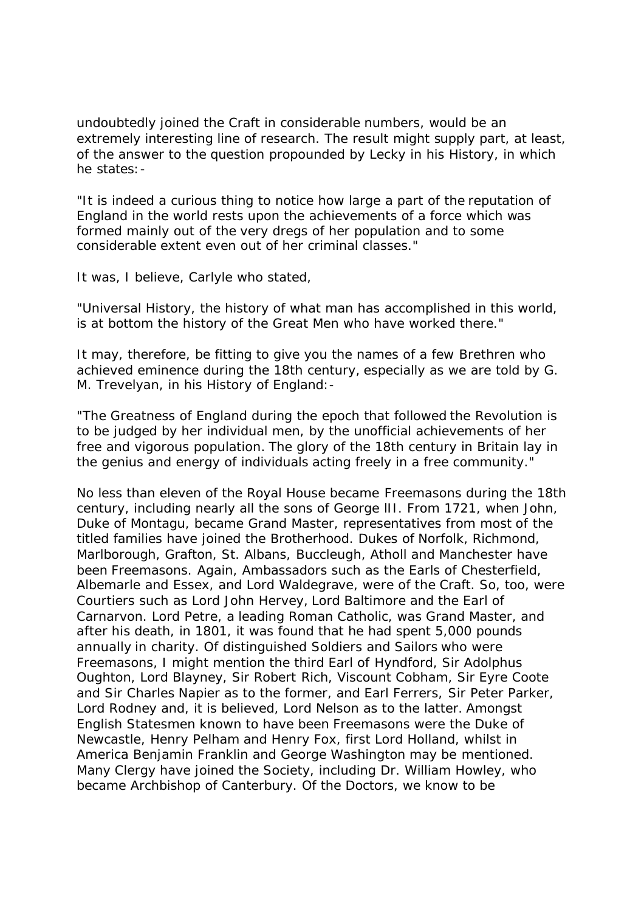undoubtedly joined the Craft in considerable numbers, would be an extremely interesting line of research. The result might supply part, at least, of the answer to the question propounded by Lecky in his History, in which he states:-

"It is indeed a curious thing to notice how large a part of the reputation of England in the world rests upon the achievements of a force which was formed mainly out of the very dregs of her population and to some considerable extent even out of her criminal classes."

It was, I believe, Carlyle who stated,

"Universal History, the history of what man has accomplished in this world, is at bottom the history of the Great Men who have worked there."

It may, therefore, be fitting to give you the names of a few Brethren who achieved eminence during the 18th century, especially as we are told by G. M. Trevelyan, in his History of England:-

"The Greatness of England during the epoch that followed the Revolution is to be judged by her individual men, by the unofficial achievements of her free and vigorous population. The glory of the 18th century in Britain lay in the genius and energy of individuals acting freely in a free community."

No less than eleven of the Royal House became Freemasons during the 18th century, including nearly all the sons of George III. From 1721, when John, Duke of Montagu, became Grand Master, representatives from most of the titled families have joined the Brotherhood. Dukes of Norfolk, Richmond, Marlborough, Grafton, St. Albans, Buccleugh, Atholl and Manchester have been Freemasons. Again, Ambassadors such as the Earls of Chesterfield, Albemarle and Essex, and Lord Waldegrave, were of the Craft. So, too, were Courtiers such as Lord John Hervey, Lord Baltimore and the Earl of Carnarvon. Lord Petre, a leading Roman Catholic, was Grand Master, and after his death, in 1801, it was found that he had spent 5,000 pounds annually in charity. Of distinguished Soldiers and Sailors who were Freemasons, I might mention the third Earl of Hyndford, Sir Adolphus Oughton, Lord Blayney, Sir Robert Rich, Viscount Cobham, Sir Eyre Coote and Sir Charles Napier as to the former, and Earl Ferrers, Sir Peter Parker, Lord Rodney and, it is believed, Lord Nelson as to the latter. Amongst English Statesmen known to have been Freemasons were the Duke of Newcastle, Henry Pelham and Henry Fox, first Lord Holland, whilst in America Benjamin Franklin and George Washington may be mentioned. Many Clergy have joined the Society, including Dr. William Howley, who became Archbishop of Canterbury. Of the Doctors, we know to be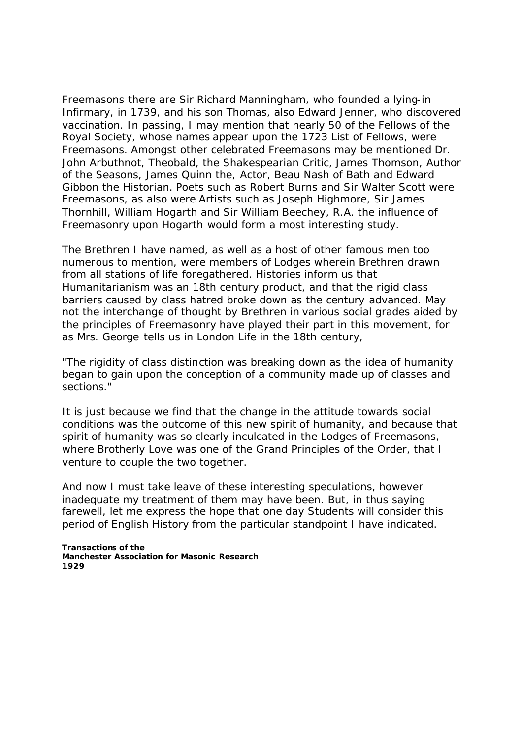Freemasons there are Sir Richard Manningham, who founded a lying-in Infirmary, in 1739, and his son Thomas, also Edward Jenner, who discovered vaccination. In passing, I may mention that nearly 50 of the Fellows of the Royal Society, whose names appear upon the 1723 List of Fellows, were Freemasons. Amongst other celebrated Freemasons may be mentioned Dr. John Arbuthnot, Theobald, the Shakespearian Critic, James Thomson, Author of the Seasons, James Quinn the, Actor, Beau Nash of Bath and Edward Gibbon the Historian. Poets such as Robert Burns and Sir Walter Scott were Freemasons, as also were Artists such as Joseph Highmore, Sir James Thornhill, William Hogarth and Sir William Beechey, R.A. the influence of Freemasonry upon Hogarth would form a most interesting study.

The Brethren I have named, as well as a host of other famous men too numerous to mention, were members of Lodges wherein Brethren drawn from all stations of life foregathered. Histories inform us that Humanitarianism was an 18th century product, and that the rigid class barriers caused by class hatred broke down as the century advanced. May not the interchange of thought by Brethren in various social grades aided by the principles of Freemasonry have played their part in this movement, for as Mrs. George tells us in London Life in the 18th century,

"The rigidity of class distinction was breaking down as the idea of humanity began to gain upon the conception of a community made up of classes and sections."

It is just because we find that the change in the attitude towards social conditions was the outcome of this new spirit of humanity, and because that spirit of humanity was so clearly inculcated in the Lodges of Freemasons, where Brotherly Love was one of the Grand Principles of the Order, that I venture to couple the two together.

And now I must take leave of these interesting speculations, however inadequate my treatment of them may have been. But, in thus saying farewell, let me express the hope that one day Students will consider this period of English History from the particular standpoint I have indicated.

**Transactions of the**
**Manchester Association for Masonic Research**
**1929**